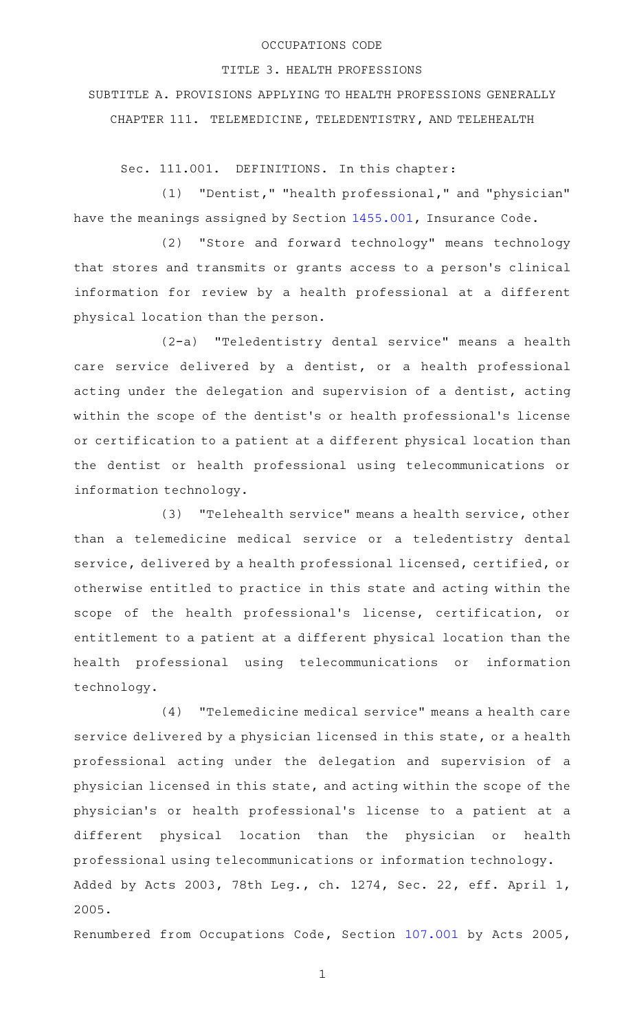OCCUPATIONS CODE

TITLE 3. HEALTH PROFESSIONS

SUBTITLE A. PROVISIONS APPLYING TO HEALTH PROFESSIONS GENERALLY

CHAPTER 111. TELEMEDICINE, TELEDENTISTRY, AND TELEHEALTH

Sec. 111.001. DEFINITIONS. In this chapter:

(1) "Dentist," "health professional," and "physician" have the meanings assigned by Section 1455.001, Insurance Code.

(2) "Store and forward technology" means technology that stores and transmits or grants access to a person's clinical information for review by a health professional at a different physical location than the person.

(2-a) "Teledentistry dental service" means a health care service delivered by a dentist, or a health professional acting under the delegation and supervision of a dentist, acting within the scope of the dentist's or health professional's license or certification to a patient at a different physical location than the dentist or health professional using telecommunications or information technology.

(3) "Telehealth service" means a health service, other than a telemedicine medical service or a teledentistry dental service, delivered by a health professional licensed, certified, or otherwise entitled to practice in this state and acting within the scope of the health professional's license, certification, or entitlement to a patient at a different physical location than the health professional using telecommunications or information technology.

(4) "Telemedicine medical service" means a health care service delivered by a physician licensed in this state, or a health professional acting under the delegation and supervision of a physician licensed in this state, and acting within the scope of the physician's or health professional's license to a patient at a different physical location than the physician or health professional using telecommunications or information technology.

Added by Acts 2003, 78th Leg., ch. 1274, Sec. 22, eff. April 1, 2005.

Renumbered from Occupations Code, Section 107.001 by Acts 2005,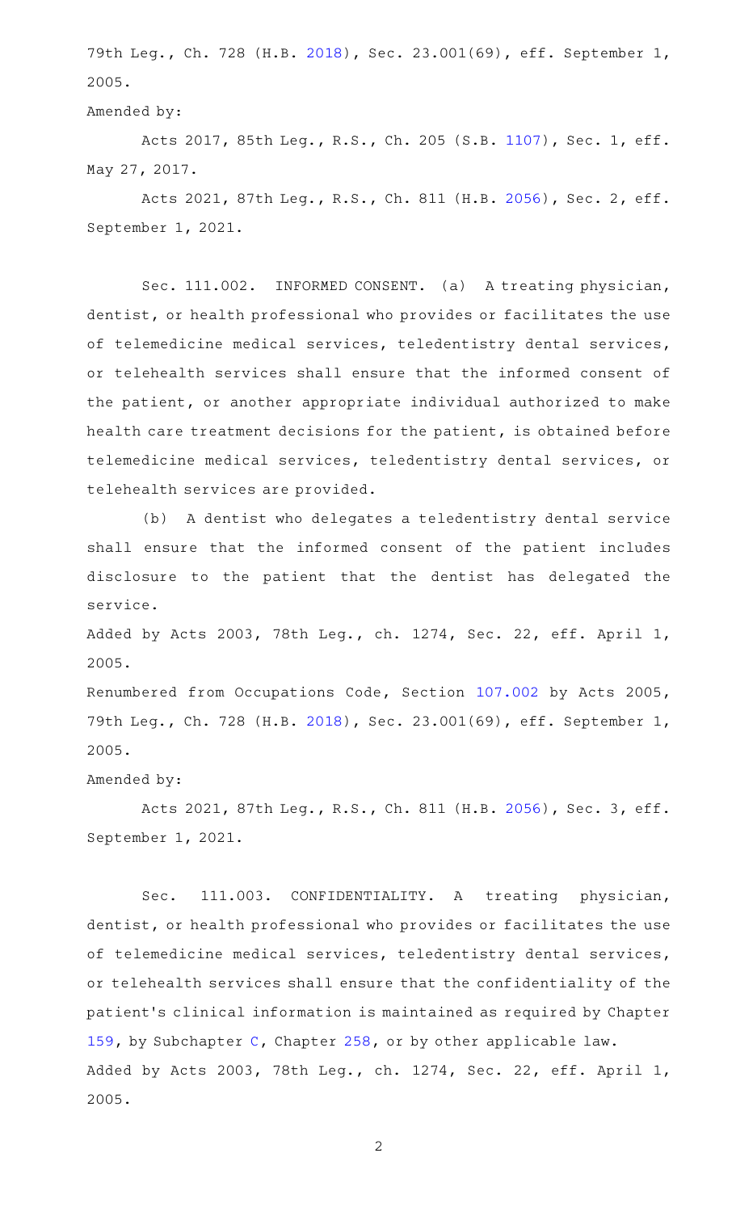79th Leg., Ch. 728 (H.B. 2018), Sec. 23.001(69), eff. September 1, 2005.

Amended by:

Acts 2017, 85th Leg., R.S., Ch. 205 (S.B. 1107), Sec. 1, eff. May 27, 2017.

Acts 2021, 87th Leg., R.S., Ch. 811 (H.B. 2056), Sec. 2, eff. September 1, 2021.

Sec. 111.002. INFORMED CONSENT. (a) A treating physician, dentist, or health professional who provides or facilitates the use of telemedicine medical services, teledentistry dental services, or telehealth services shall ensure that the informed consent of the patient, or another appropriate individual authorized to make health care treatment decisions for the patient, is obtained before telemedicine medical services, teledentistry dental services, or telehealth services are provided.

(b) A dentist who delegates a teledentistry dental service shall ensure that the informed consent of the patient includes disclosure to the patient that the dentist has delegated the service.

Added by Acts 2003, 78th Leg., ch. 1274, Sec. 22, eff. April 1, 2005.

Renumbered from Occupations Code, Section 107.002 by Acts 2005, 79th Leg., Ch. 728 (H.B. 2018), Sec. 23.001(69), eff. September 1, 2005.

Amended by:

Acts 2021, 87th Leg., R.S., Ch. 811 (H.B. 2056), Sec. 3, eff. September 1, 2021.

Sec. 111.003. CONFIDENTIALITY. A treating physician, dentist, or health professional who provides or facilitates the use of telemedicine medical services, teledentistry dental services, or telehealth services shall ensure that the confidentiality of the patient's clinical information is maintained as required by Chapter 159, by Subchapter C, Chapter 258, or by other applicable law.

Added by Acts 2003, 78th Leg., ch. 1274, Sec. 22, eff. April 1, 2005.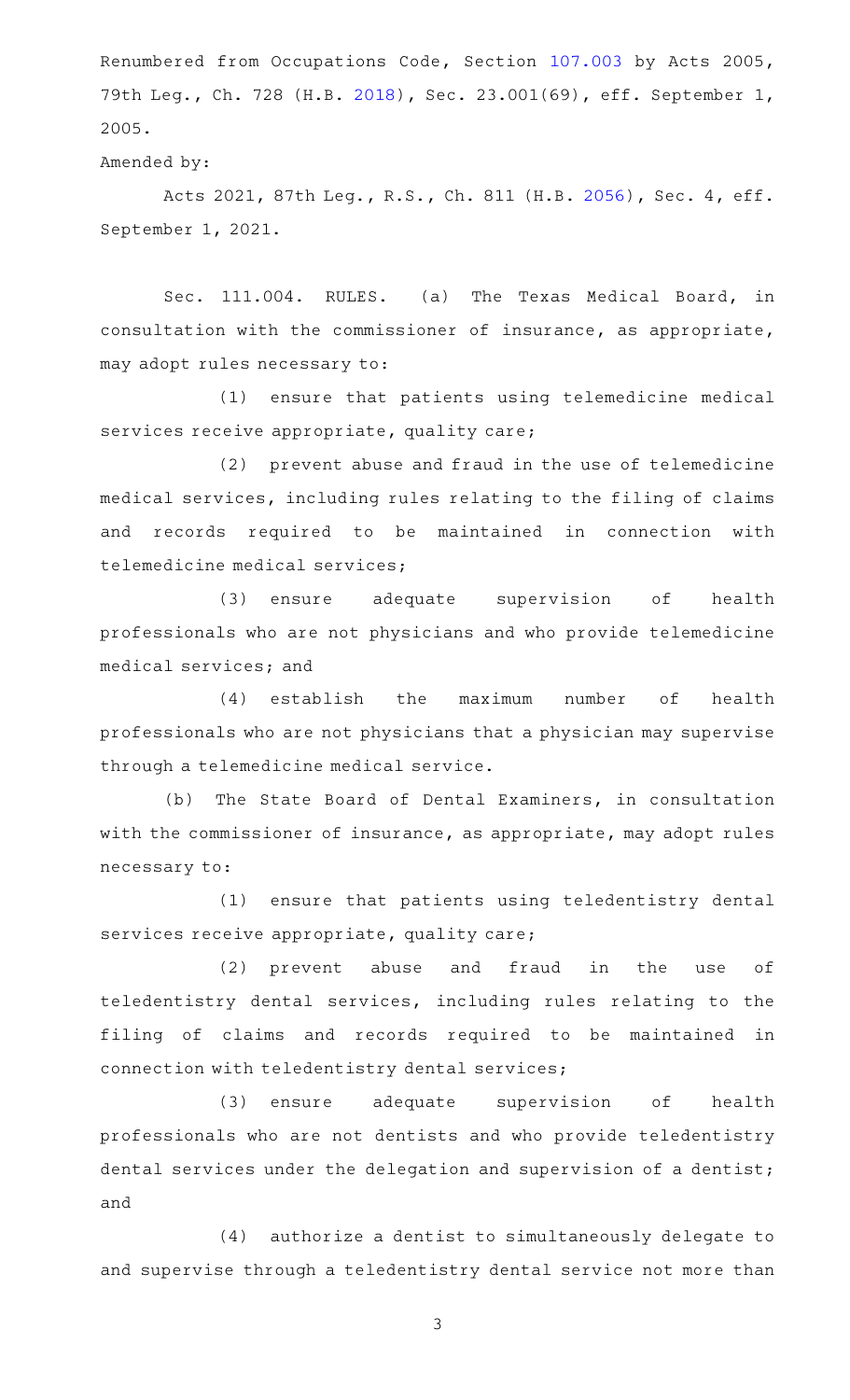Renumbered from Occupations Code, Section 107.003 by Acts 2005, 79th Leg., Ch. 728 (H.B. 2018), Sec. 23.001(69), eff. September 1, 2005.

Amended by:

Acts 2021, 87th Leg., R.S., Ch. 811 (H.B. 2056), Sec. 4, eff. September 1, 2021.

Sec. 111.004. RULES. (a) The Texas Medical Board, in consultation with the commissioner of insurance, as appropriate, may adopt rules necessary to:

(1) ensure that patients using telemedicine medical services receive appropriate, quality care;

(2) prevent abuse and fraud in the use of telemedicine medical services, including rules relating to the filing of claims and records required to be maintained in connection with telemedicine medical services;

(3) ensure adequate supervision of health professionals who are not physicians and who provide telemedicine medical services; and

(4) establish the maximum number of health professionals who are not physicians that a physician may supervise through a telemedicine medical service.

(b) The State Board of Dental Examiners, in consultation with the commissioner of insurance, as appropriate, may adopt rules necessary to:

(1) ensure that patients using teledentistry dental services receive appropriate, quality care;

(2) prevent abuse and fraud in the use of teledentistry dental services, including rules relating to the filing of claims and records required to be maintained in connection with teledentistry dental services;

(3) ensure adequate supervision of health professionals who are not dentists and who provide teledentistry dental services under the delegation and supervision of a dentist; and

(4) authorize a dentist to simultaneously delegate to and supervise through a teledentistry dental service not more than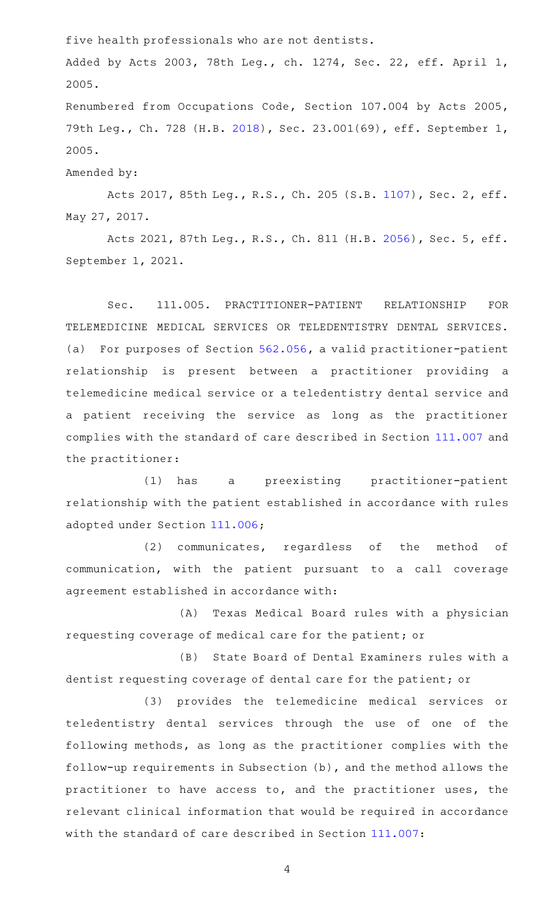five health professionals who are not dentists.

Added by Acts 2003, 78th Leg., ch. 1274, Sec. 22, eff. April 1, 2005.

Renumbered from Occupations Code, Section 107.004 by Acts 2005, 79th Leg., Ch. 728 (H.B. 2018), Sec. 23.001(69), eff. September 1, 2005.

Amended by:

Acts 2017, 85th Leg., R.S., Ch. 205 (S.B. 1107), Sec. 2, eff. May 27, 2017.

Acts 2021, 87th Leg., R.S., Ch. 811 (H.B. 2056), Sec. 5, eff. September 1, 2021.

Sec. 111.005. PRACTITIONER-PATIENT RELATIONSHIP FOR TELEMEDICINE MEDICAL SERVICES OR TELEDENTISTRY DENTAL SERVICES. (a) For purposes of Section 562.056, a valid practitioner-patient relationship is present between a practitioner providing a telemedicine medical service or a teledentistry dental service and a patient receiving the service as long as the practitioner complies with the standard of care described in Section 111.007 and the practitioner:

(1) has a preexisting practitioner-patient relationship with the patient established in accordance with rules adopted under Section 111.006;

(2) communicates, regardless of the method of communication, with the patient pursuant to a call coverage agreement established in accordance with:

(A) Texas Medical Board rules with a physician requesting coverage of medical care for the patient; or

(B) State Board of Dental Examiners rules with a dentist requesting coverage of dental care for the patient; or

(3) provides the telemedicine medical services or teledentistry dental services through the use of one of the following methods, as long as the practitioner complies with the follow-up requirements in Subsection (b), and the method allows the practitioner to have access to, and the practitioner uses, the relevant clinical information that would be required in accordance with the standard of care described in Section 111.007: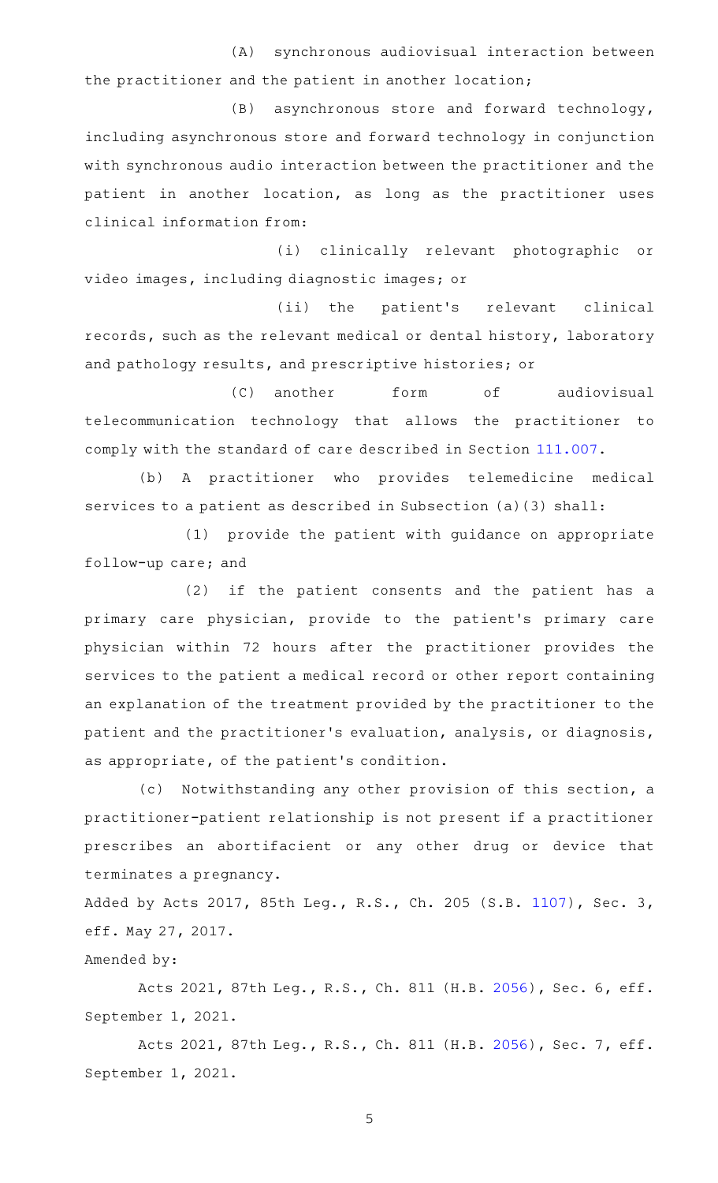(A) synchronous audiovisual interaction between the practitioner and the patient in another location;

(B) asynchronous store and forward technology, including asynchronous store and forward technology in conjunction with synchronous audio interaction between the practitioner and the patient in another location, as long as the practitioner uses clinical information from:

(i) clinically relevant photographic or video images, including diagnostic images; or

(ii) the patient's relevant clinical records, such as the relevant medical or dental history, laboratory and pathology results, and prescriptive histories; or

(C) another form of audiovisual telecommunication technology that allows the practitioner to comply with the standard of care described in Section 111.007.

(b) A practitioner who provides telemedicine medical services to a patient as described in Subsection (a)(3) shall:

(1) provide the patient with guidance on appropriate follow-up care; and

(2) if the patient consents and the patient has a primary care physician, provide to the patient's primary care physician within 72 hours after the practitioner provides the services to the patient a medical record or other report containing an explanation of the treatment provided by the practitioner to the patient and the practitioner's evaluation, analysis, or diagnosis, as appropriate, of the patient's condition.

(c) Notwithstanding any other provision of this section, a practitioner-patient relationship is not present if a practitioner prescribes an abortifacient or any other drug or device that terminates a pregnancy.

Added by Acts 2017, 85th Leg., R.S., Ch. 205 (S.B. 1107), Sec. 3, eff. May 27, 2017.

Amended by:

Acts 2021, 87th Leg., R.S., Ch. 811 (H.B. 2056), Sec. 6, eff. September 1, 2021.

Acts 2021, 87th Leg., R.S., Ch. 811 (H.B. 2056), Sec. 7, eff. September 1, 2021.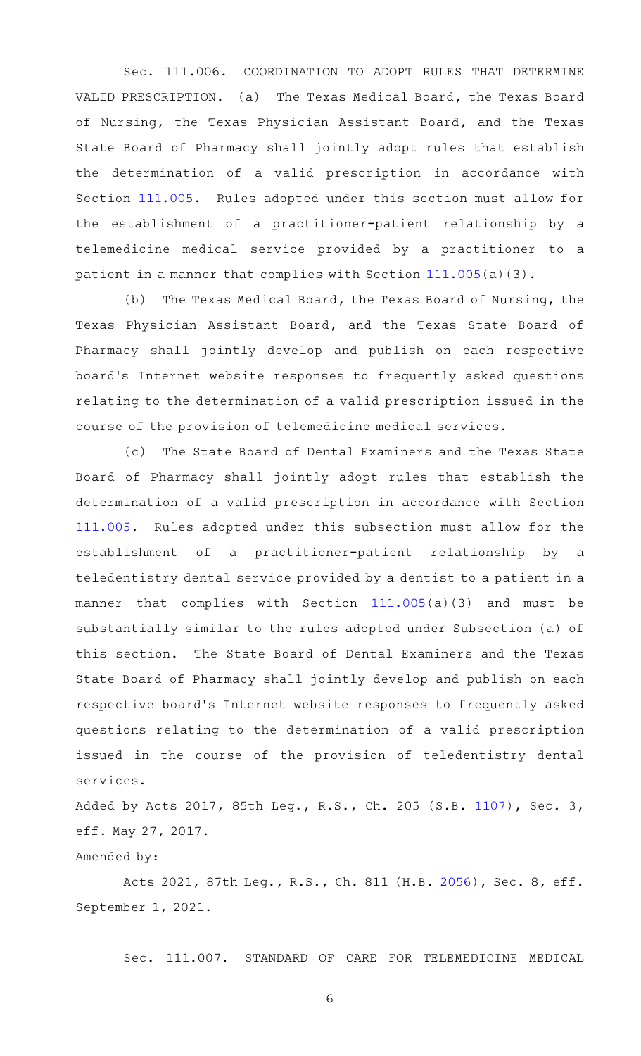Sec. 111.006. COORDINATION TO ADOPT RULES THAT DETERMINE VALID PRESCRIPTION. (a) The Texas Medical Board, the Texas Board of Nursing, the Texas Physician Assistant Board, and the Texas State Board of Pharmacy shall jointly adopt rules that establish the determination of a valid prescription in accordance with Section 111.005. Rules adopted under this section must allow for the establishment of a practitioner-patient relationship by a telemedicine medical service provided by a practitioner to a patient in a manner that complies with Section 111.005(a)(3).

(b) The Texas Medical Board, the Texas Board of Nursing, the Texas Physician Assistant Board, and the Texas State Board of Pharmacy shall jointly develop and publish on each respective board's Internet website responses to frequently asked questions relating to the determination of a valid prescription issued in the course of the provision of telemedicine medical services.

(c) The State Board of Dental Examiners and the Texas State Board of Pharmacy shall jointly adopt rules that establish the determination of a valid prescription in accordance with Section 111.005. Rules adopted under this subsection must allow for the establishment of a practitioner-patient relationship by a teledentistry dental service provided by a dentist to a patient in a manner that complies with Section 111.005(a)(3) and must be substantially similar to the rules adopted under Subsection (a) of this section. The State Board of Dental Examiners and the Texas State Board of Pharmacy shall jointly develop and publish on each respective board's Internet website responses to frequently asked questions relating to the determination of a valid prescription issued in the course of the provision of teledentistry dental services.

Added by Acts 2017, 85th Leg., R.S., Ch. 205 (S.B. 1107), Sec. 3, eff. May 27, 2017.

Amended by:

Acts 2021, 87th Leg., R.S., Ch. 811 (H.B. 2056), Sec. 8, eff. September 1, 2021.

Sec. 111.007. STANDARD OF CARE FOR TELEMEDICINE MEDICAL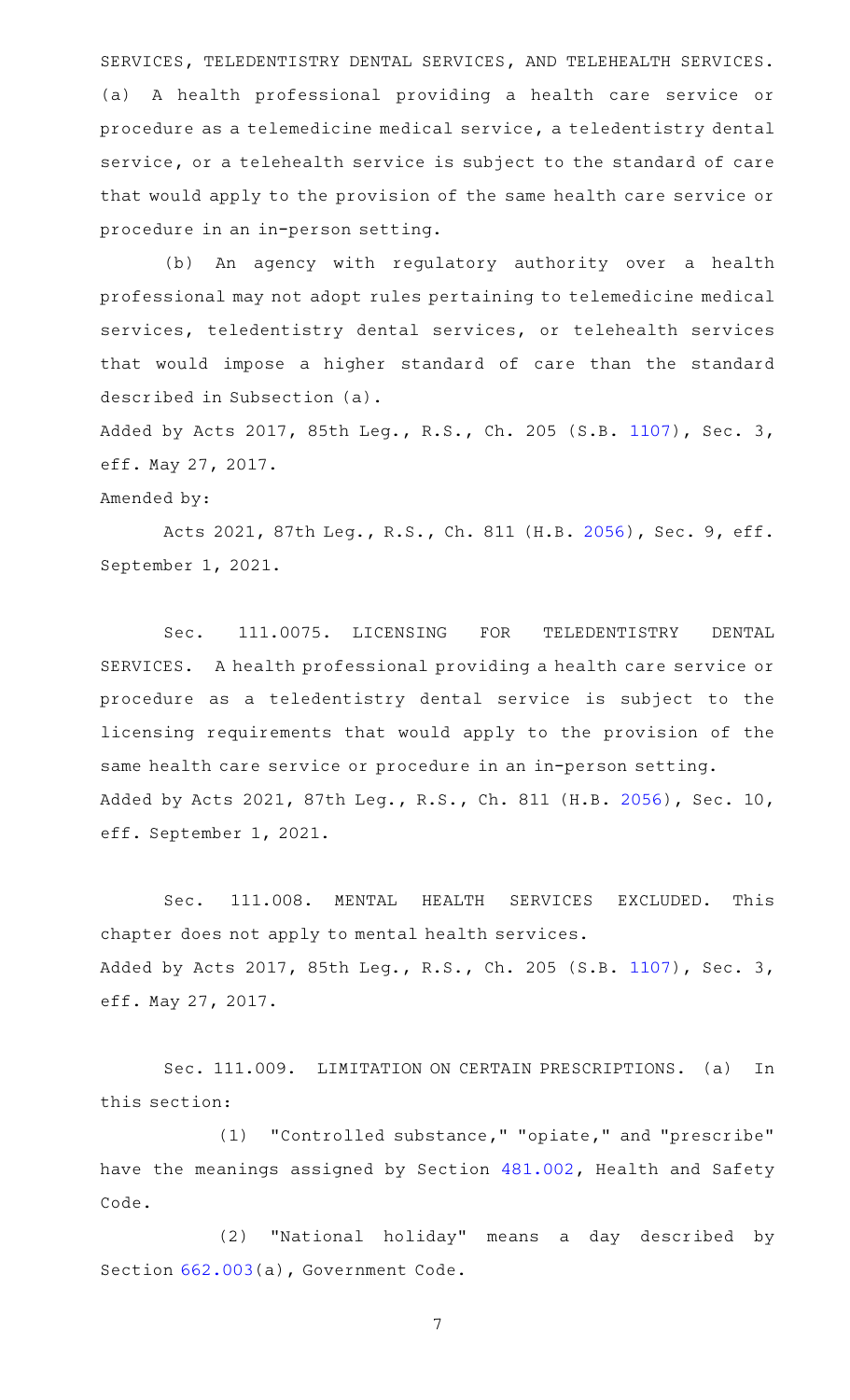SERVICES, TELEDENTISTRY DENTAL SERVICES, AND TELEHEALTH SERVICES. (a) A health professional providing a health care service or procedure as a telemedicine medical service, a teledentistry dental service, or a telehealth service is subject to the standard of care that would apply to the provision of the same health care service or procedure in an in-person setting.

(b) An agency with regulatory authority over a health professional may not adopt rules pertaining to telemedicine medical services, teledentistry dental services, or telehealth services that would impose a higher standard of care than the standard described in Subsection (a).

Added by Acts 2017, 85th Leg., R.S., Ch. 205 (S.B. 1107), Sec. 3, eff. May 27, 2017.

Amended by:

Acts 2021, 87th Leg., R.S., Ch. 811 (H.B. 2056), Sec. 9, eff. September 1, 2021.

Sec. 111.0075. LICENSING FOR TELEDENTISTRY DENTAL SERVICES. A health professional providing a health care service or procedure as a teledentistry dental service is subject to the licensing requirements that would apply to the provision of the same health care service or procedure in an in-person setting.

Added by Acts 2021, 87th Leg., R.S., Ch. 811 (H.B. 2056), Sec. 10, eff. September 1, 2021.

Sec. 111.008. MENTAL HEALTH SERVICES EXCLUDED. This chapter does not apply to mental health services.

Added by Acts 2017, 85th Leg., R.S., Ch. 205 (S.B. 1107), Sec. 3, eff. May 27, 2017.

Sec. 111.009. LIMITATION ON CERTAIN PRESCRIPTIONS. (a) In this section:

(1) "Controlled substance," "opiate," and "prescribe" have the meanings assigned by Section 481.002, Health and Safety Code.

(2) "National holiday" means a day described by Section 662.003(a), Government Code.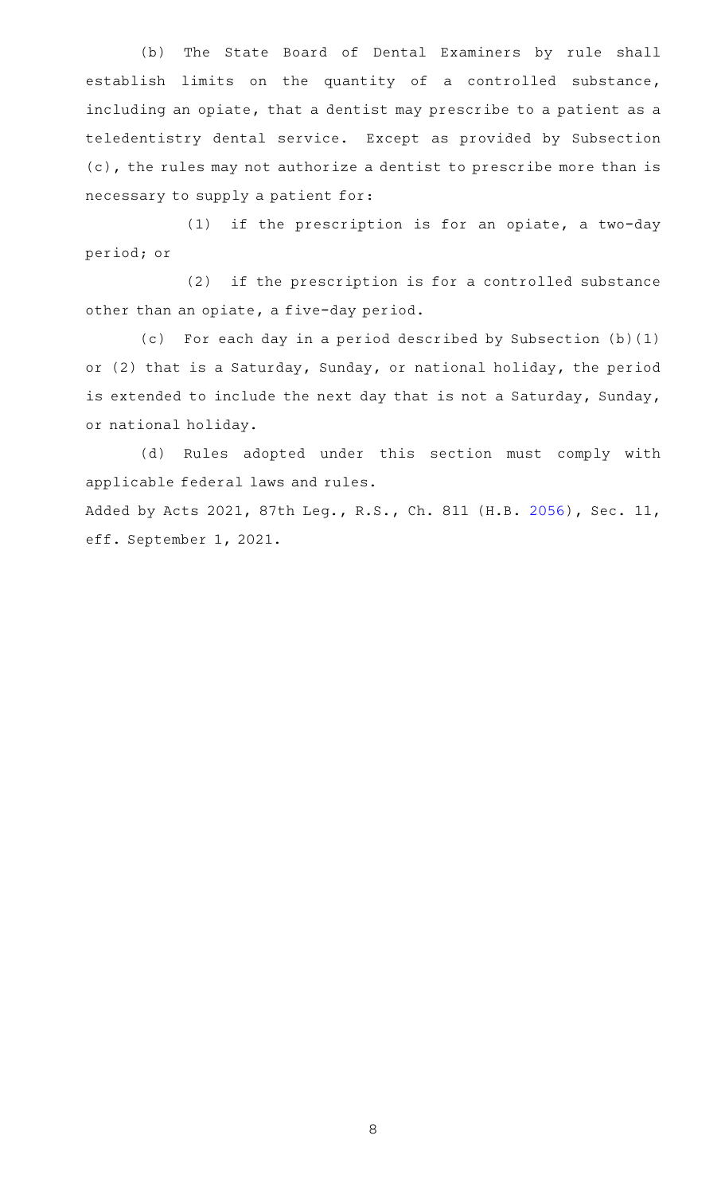(b) The State Board of Dental Examiners by rule shall establish limits on the quantity of a controlled substance, including an opiate, that a dentist may prescribe to a patient as a teledentistry dental service. Except as provided by Subsection (c), the rules may not authorize a dentist to prescribe more than is necessary to supply a patient for:

(1) if the prescription is for an opiate, a two-day period; or

(2) if the prescription is for a controlled substance other than an opiate, a five-day period.

(c) For each day in a period described by Subsection (b)(1) or (2) that is a Saturday, Sunday, or national holiday, the period is extended to include the next day that is not a Saturday, Sunday, or national holiday.

(d) Rules adopted under this section must comply with applicable federal laws and rules.

Added by Acts 2021, 87th Leg., R.S., Ch. 811 (H.B. 2056), Sec. 11, eff. September 1, 2021.